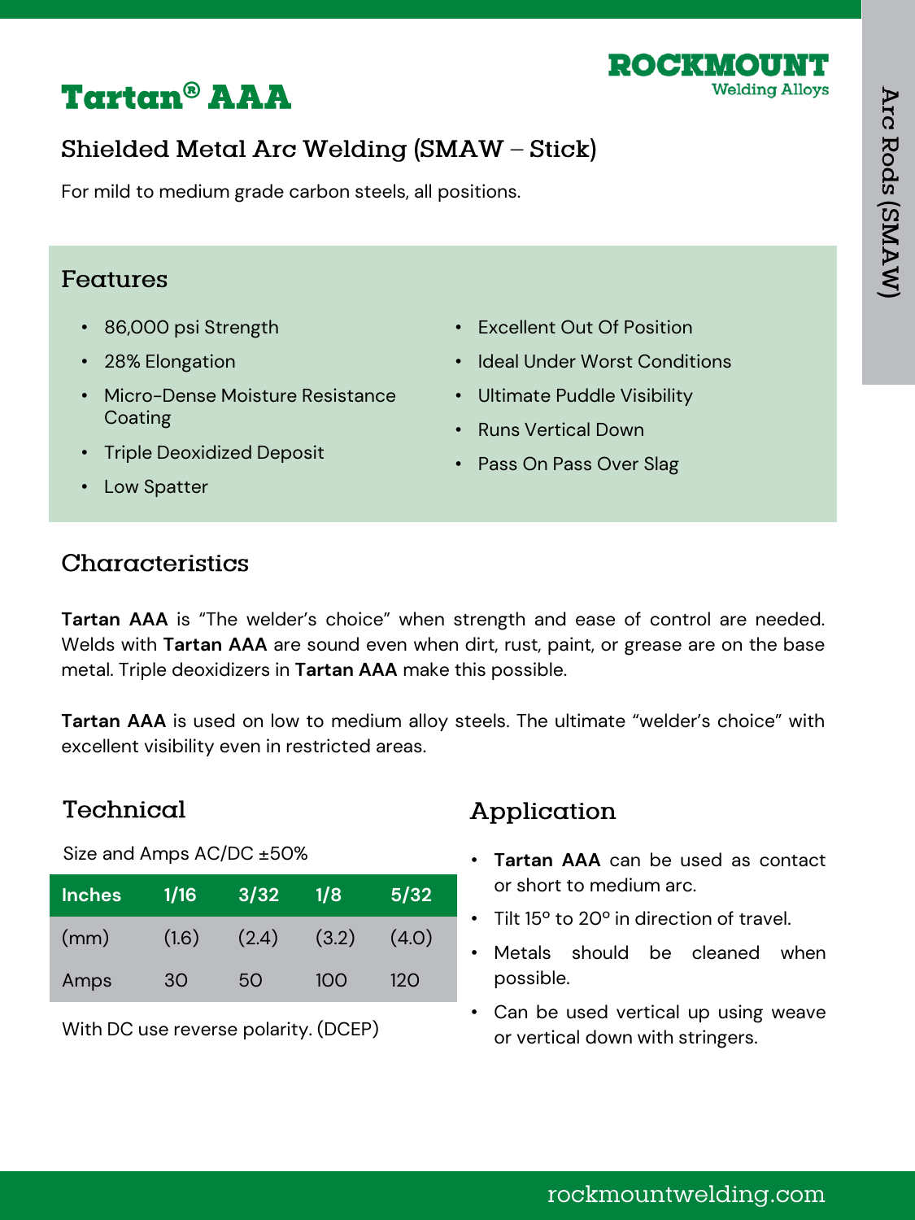# Tartan® AAA

ROCKMOUNT Welding Alloys

Arc Rods (SMAW)

## Shielded Metal Arc Welding (SMAW – Stick)

For mild to medium grade carbon steels, all positions.

### Features

- 86,000 psi Strength
- 28% Elongation
- Micro-Dense Moisture Resistance Coating
- Triple Deoxidized Deposit
- Low Spatter
- Excellent Out Of Position
- Ideal Under Worst Conditions
- Ultimate Puddle Visibility
- Runs Vertical Down
- Pass On Pass Over Slag

### Characteristics

**Tartan AAA** is "The welder's choice" when strength and ease of control are needed. Welds with **Tartan AAA** are sound even when dirt, rust, paint, or grease are on the base metal. Triple deoxidizers in **Tartan AAA** make this possible.

**Tartan AAA** is used on low to medium alloy steels. The ultimate "welder's choice" with excellent visibility even in restricted areas.

### Technical

Size and Amps AC/DC ±50%

| Inches | 1/16 | 3/32 | 1/8 | 5/32 |
|---|---|---|---|---|
| (mm) | (1.6) | (2.4) | (3.2) | (4.0) |
| Amps | 30 | 50 | 100 | 120 |

With DC use reverse polarity. (DCEP)

### Application

- **Tartan AAA** can be used as contact or short to medium arc.
- Tilt 15° to 20° in direction of travel.
- Metals should be cleaned when possible.
- Can be used vertical up using weave or vertical down with stringers.

rockmountwelding.com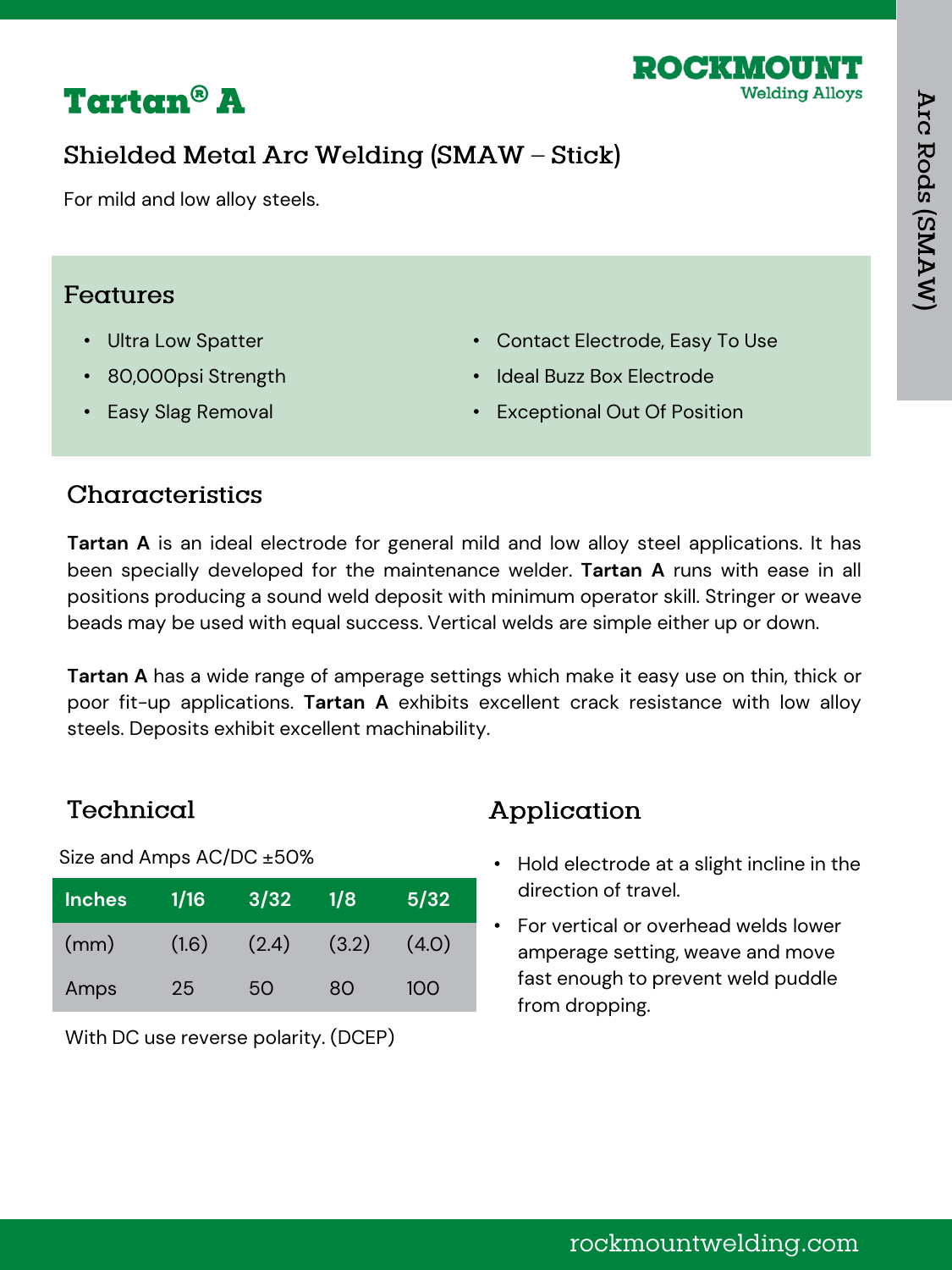# Tartan® A

ROCKMOUNT Welding Alloys

Arc Rods (SMAW)

## Shielded Metal Arc Welding (SMAW – Stick)

For mild and low alloy steels.

### Features

- Ultra Low Spatter
- 80,000psi Strength
- Easy Slag Removal
- Contact Electrode, Easy To Use
- Ideal Buzz Box Electrode
- Exceptional Out Of Position

### Characteristics

**Tartan A** is an ideal electrode for general mild and low alloy steel applications. It has been specially developed for the maintenance welder. **Tartan A** runs with ease in all positions producing a sound weld deposit with minimum operator skill. Stringer or weave beads may be used with equal success. Vertical welds are simple either up or down.

**Tartan A** has a wide range of amperage settings which make it easy use on thin, thick or poor fit-up applications. **Tartan A** exhibits excellent crack resistance with low alloy steels. Deposits exhibit excellent machinability.

### Technical

Size and Amps AC/DC ±50%

| Inches | 1/16 | 3/32 | 1/8 | 5/32 |
|---|---|---|---|---|
| (mm) | (1.6) | (2.4) | (3.2) | (4.0) |
| Amps | 25 | 50 | 80 | 100 |

With DC use reverse polarity. (DCEP)

### Application

- Hold electrode at a slight incline in the direction of travel.
- For vertical or overhead welds lower amperage setting, weave and move fast enough to prevent weld puddle from dropping.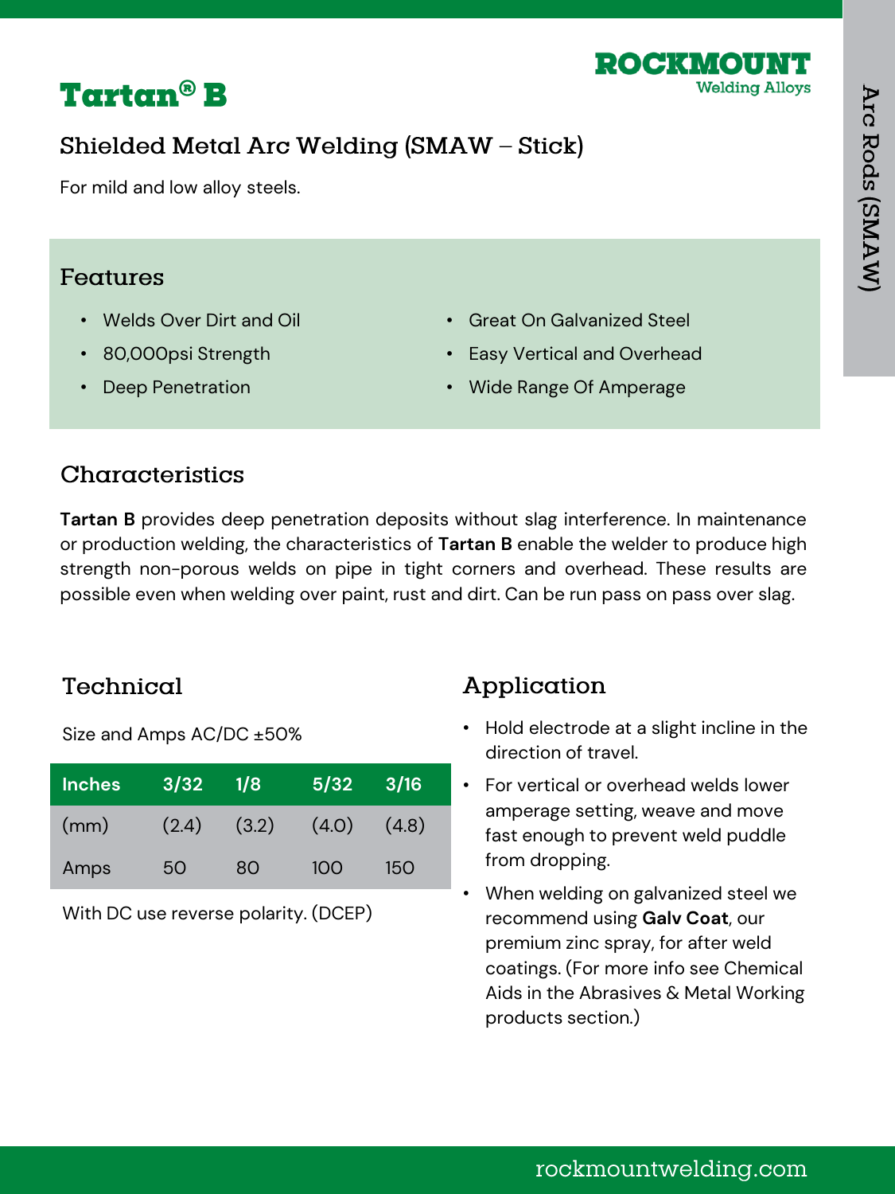ROCKMOUNT
Welding Alloys

# Tartan® B

## Shielded Metal Arc Welding (SMAW – Stick)

For mild and low alloy steels.

### Features

- Welds Over Dirt and Oil
- 80,000psi Strength
- Deep Penetration
- Great On Galvanized Steel
- Easy Vertical and Overhead
- Wide Range Of Amperage

### Characteristics

**Tartan B** provides deep penetration deposits without slag interference. In maintenance or production welding, the characteristics of **Tartan B** enable the welder to produce high strength non-porous welds on pipe in tight corners and overhead. These results are possible even when welding over paint, rust and dirt. Can be run pass on pass over slag.

### Technical

Size and Amps AC/DC ±50%

| Inches | 3/32 | 1/8 | 5/32 | 3/16 |
|---|---|---|---|---|
| (mm) | (2.4) | (3.2) | (4.0) | (4.8) |
| Amps | 50 | 80 | 100 | 150 |

With DC use reverse polarity. (DCEP)

### Application

- Hold electrode at a slight incline in the direction of travel.
- For vertical or overhead welds lower amperage setting, weave and move fast enough to prevent weld puddle from dropping.
- When welding on galvanized steel we recommend using **Galv Coat**, our premium zinc spray, for after weld coatings. (For more info see Chemical Aids in the Abrasives & Metal Working products section.)